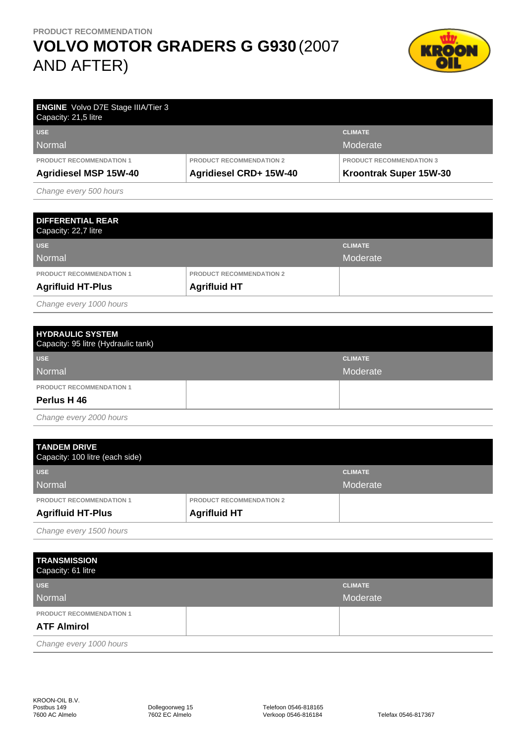PRODUCT RECOMMENDATION

# VOLVO MOTOR GRADERS G G930 (2007 AND AFTER)

## ENGINE Volvo D7E Stage IIIA/Tier 3

Capacity: 21,5 litre

| USE | | CLIMATE |
|---|---|---|
| Normal | | Moderate |
| PRODUCT RECOMMENDATION 1 | PRODUCT RECOMMENDATION 2 | PRODUCT RECOMMENDATION 3 |
| **Agridiesel MSP 15W-40** | **Agridiesel CRD+ 15W-40** | **Kroontrak Super 15W-30** |

*Change every 500 hours*

## DIFFERENTIAL REAR

Capacity: 22,7 litre

| USE | | CLIMATE |
|---|---|---|
| Normal | | Moderate |
| PRODUCT RECOMMENDATION 1 | PRODUCT RECOMMENDATION 2 | |
| **Agrifluid HT-Plus** | **Agrifluid HT** | |

*Change every 1000 hours*

## HYDRAULIC SYSTEM

Capacity: 95 litre (Hydraulic tank)

| USE | | CLIMATE |
|---|---|---|
| Normal | | Moderate |
| PRODUCT RECOMMENDATION 1 | | |
| **Perlus H 46** | | |

*Change every 2000 hours*

## TANDEM DRIVE

Capacity: 100 litre (each side)

| USE | | CLIMATE |
|---|---|---|
| Normal | | Moderate |
| PRODUCT RECOMMENDATION 1 | PRODUCT RECOMMENDATION 2 | |
| **Agrifluid HT-Plus** | **Agrifluid HT** | |

*Change every 1500 hours*

## TRANSMISSION

Capacity: 61 litre

| USE | | CLIMATE |
|---|---|---|
| Normal | | Moderate |
| PRODUCT RECOMMENDATION 1 | | |
| **ATF Almirol** | | |

*Change every 1000 hours*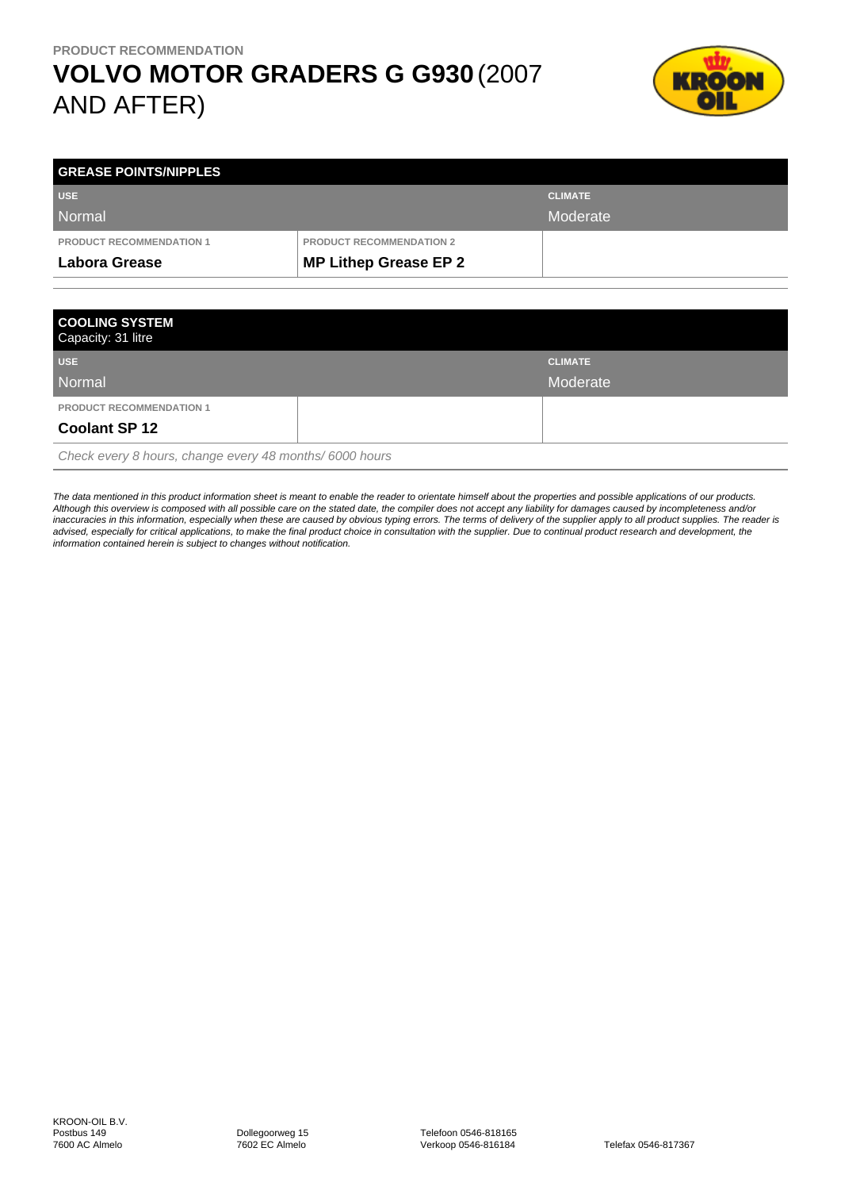PRODUCT RECOMMENDATION

# VOLVO MOTOR GRADERS G G930 (2007 AND AFTER)

## GREASE POINTS/NIPPLES

| USE | | CLIMATE |
|---|---|---|
| Normal | | Moderate |
| **PRODUCT RECOMMENDATION 1** | **PRODUCT RECOMMENDATION 2** | |
| **Labora Grease** | **MP Lithep Grease EP 2** | |

## COOLING SYSTEM

Capacity: 31 litre

| USE | | CLIMATE |
|---|---|---|
| Normal | | Moderate |
| **PRODUCT RECOMMENDATION 1** | | |
| **Coolant SP 12** | | |

*Check every 8 hours, change every 48 months/ 6000 hours*

*The data mentioned in this product information sheet is meant to enable the reader to orientate himself about the properties and possible applications of our products. Although this overview is composed with all possible care on the stated date, the compiler does not accept any liability for damages caused by incompleteness and/or inaccuracies in this information, especially when these are caused by obvious typing errors. The terms of delivery of the supplier apply to all product supplies. The reader is advised, especially for critical applications, to make the final product choice in consultation with the supplier. Due to continual product research and development, the information contained herein is subject to changes without notification.*

KROON-OIL B.V.
Postbus 149
7600 AC Almelo

Dollegoorweg 15
7602 EC Almelo

Telefoon 0546-818165
Verkoop 0546-816184

Telefax 0546-817367